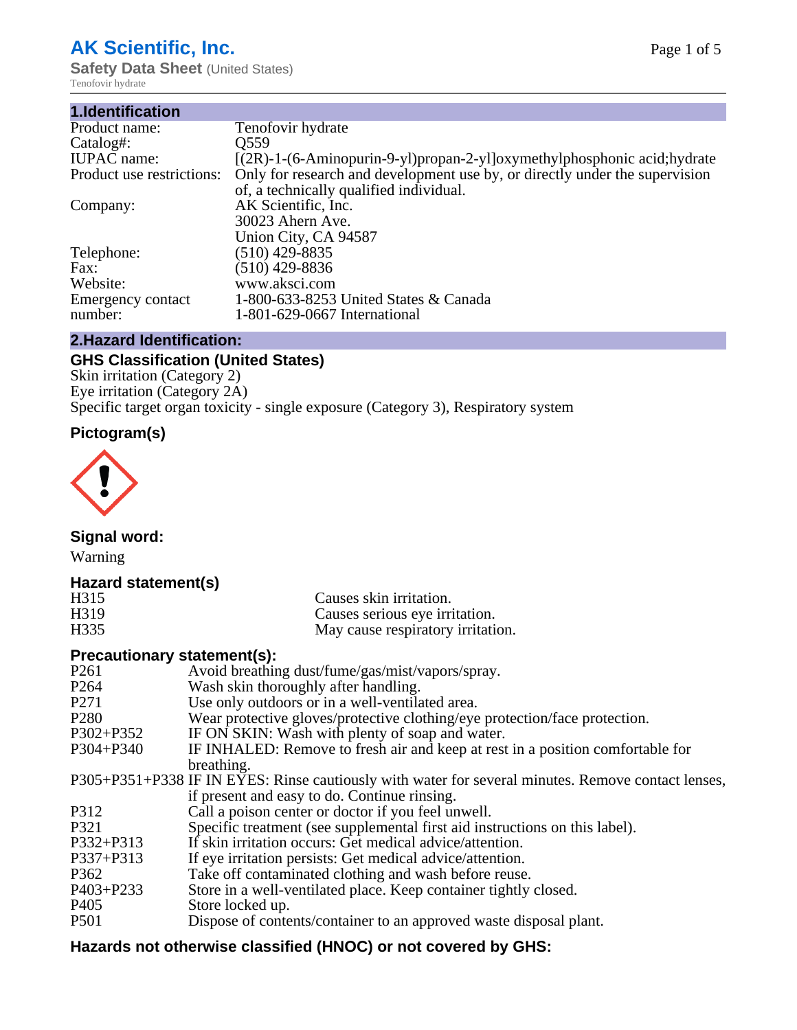# AK Scientific, Inc.

**Safety Data Sheet** (United States)

Tenofovir hydrate

## 1.Identification

| | |
|---|---|
| Product name: | Tenofovir hydrate |
| Catalog#: | Q559 |
| IUPAC name: | [(2R)-1-(6-Aminopurin-9-yl)propan-2-yl]oxymethylphosphonic acid;hydrate |
| Product use restrictions: | Only for research and development use by, or directly under the supervision of, a technically qualified individual. |
| Company: | AK Scientific, Inc.<br>30023 Ahern Ave.<br>Union City, CA 94587 |
| Telephone: | (510) 429-8835 |
| Fax: | (510) 429-8836 |
| Website: | www.aksci.com |
| Emergency contact number: | 1-800-633-8253 United States & Canada<br>1-801-629-0667 International |

## 2.Hazard Identification:

### GHS Classification (United States)

Skin irritation (Category 2)
Eye irritation (Category 2A)
Specific target organ toxicity - single exposure (Category 3), Respiratory system

### Pictogram(s)

### Signal word:

Warning

### Hazard statement(s)

| | |
|---|---|
| H315 | Causes skin irritation. |
| H319 | Causes serious eye irritation. |
| H335 | May cause respiratory irritation. |

### Precautionary statement(s):

| | |
|---|---|
| P261 | Avoid breathing dust/fume/gas/mist/vapors/spray. |
| P264 | Wash skin thoroughly after handling. |
| P271 | Use only outdoors or in a well-ventilated area. |
| P280 | Wear protective gloves/protective clothing/eye protection/face protection. |
| P302+P352 | IF ON SKIN: Wash with plenty of soap and water. |
| P304+P340 | IF INHALED: Remove to fresh air and keep at rest in a position comfortable for breathing. |
| P305+P351+P338 | IF IN EYES: Rinse cautiously with water for several minutes. Remove contact lenses, if present and easy to do. Continue rinsing. |
| P312 | Call a poison center or doctor if you feel unwell. |
| P321 | Specific treatment (see supplemental first aid instructions on this label). |
| P332+P313 | If skin irritation occurs: Get medical advice/attention. |
| P337+P313 | If eye irritation persists: Get medical advice/attention. |
| P362 | Take off contaminated clothing and wash before reuse. |
| P403+P233 | Store in a well-ventilated place. Keep container tightly closed. |
| P405 | Store locked up. |
| P501 | Dispose of contents/container to an approved waste disposal plant. |

### Hazards not otherwise classified (HNOC) or not covered by GHS: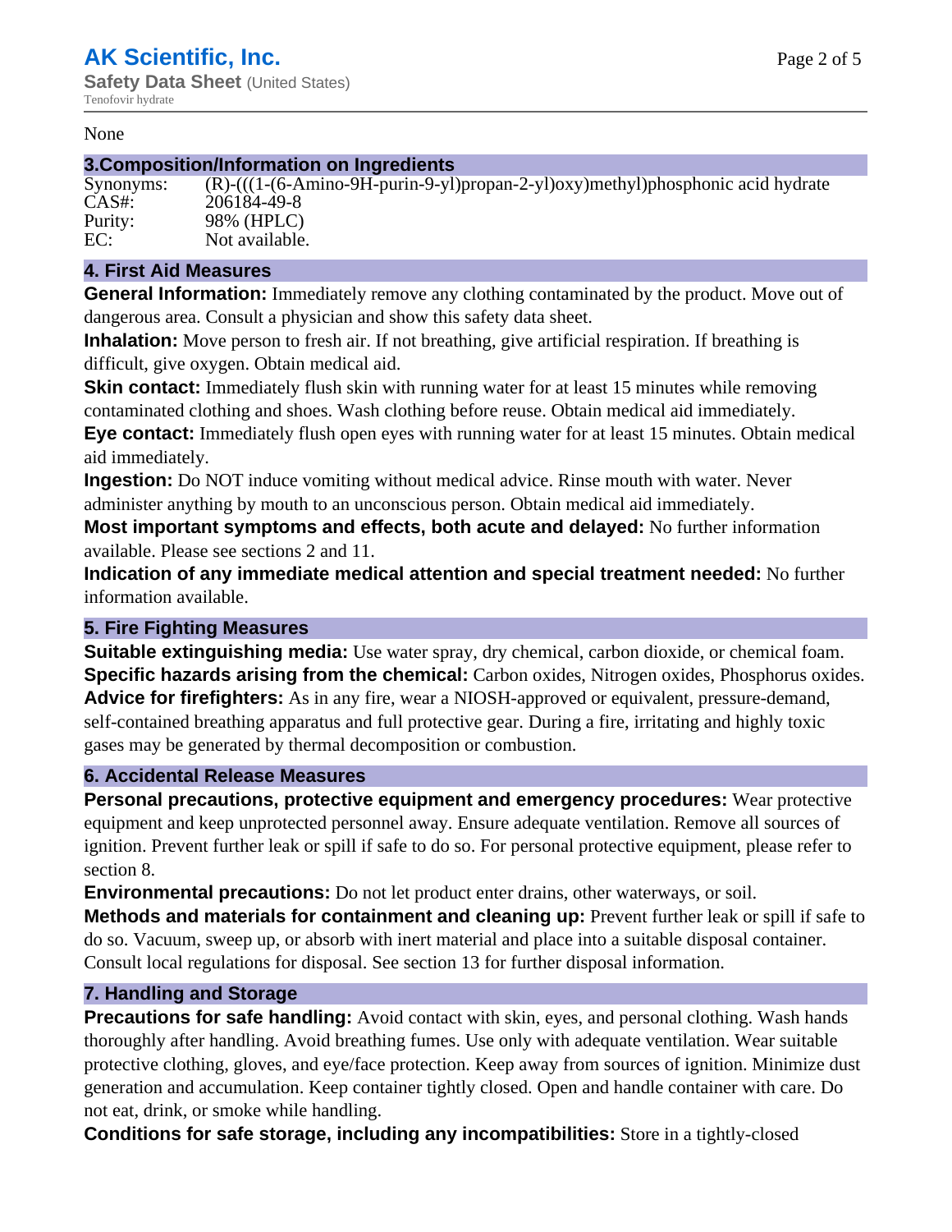None

## 3.Composition/Information on Ingredients

| | |
|---|---|
| Synonyms: | (R)-(((1-(6-Amino-9H-purin-9-yl)propan-2-yl)oxy)methyl)phosphonic acid hydrate |
| CAS#: | 206184-49-8 |
| Purity: | 98% (HPLC) |
| EC: | Not available. |

## 4. First Aid Measures

**General Information:** Immediately remove any clothing contaminated by the product. Move out of dangerous area. Consult a physician and show this safety data sheet.

**Inhalation:** Move person to fresh air. If not breathing, give artificial respiration. If breathing is difficult, give oxygen. Obtain medical aid.

**Skin contact:** Immediately flush skin with running water for at least 15 minutes while removing contaminated clothing and shoes. Wash clothing before reuse. Obtain medical aid immediately.

**Eye contact:** Immediately flush open eyes with running water for at least 15 minutes. Obtain medical aid immediately.

**Ingestion:** Do NOT induce vomiting without medical advice. Rinse mouth with water. Never administer anything by mouth to an unconscious person. Obtain medical aid immediately.

**Most important symptoms and effects, both acute and delayed:** No further information available. Please see sections 2 and 11.

**Indication of any immediate medical attention and special treatment needed:** No further information available.

## 5. Fire Fighting Measures

**Suitable extinguishing media:** Use water spray, dry chemical, carbon dioxide, or chemical foam.

**Specific hazards arising from the chemical:** Carbon oxides, Nitrogen oxides, Phosphorus oxides.

**Advice for firefighters:** As in any fire, wear a NIOSH-approved or equivalent, pressure-demand, self-contained breathing apparatus and full protective gear. During a fire, irritating and highly toxic gases may be generated by thermal decomposition or combustion.

## 6. Accidental Release Measures

**Personal precautions, protective equipment and emergency procedures:** Wear protective equipment and keep unprotected personnel away. Ensure adequate ventilation. Remove all sources of ignition. Prevent further leak or spill if safe to do so. For personal protective equipment, please refer to section 8.

**Environmental precautions:** Do not let product enter drains, other waterways, or soil.

**Methods and materials for containment and cleaning up:** Prevent further leak or spill if safe to do so. Vacuum, sweep up, or absorb with inert material and place into a suitable disposal container. Consult local regulations for disposal. See section 13 for further disposal information.

## 7. Handling and Storage

**Precautions for safe handling:** Avoid contact with skin, eyes, and personal clothing. Wash hands thoroughly after handling. Avoid breathing fumes. Use only with adequate ventilation. Wear suitable protective clothing, gloves, and eye/face protection. Keep away from sources of ignition. Minimize dust generation and accumulation. Keep container tightly closed. Open and handle container with care. Do not eat, drink, or smoke while handling.

**Conditions for safe storage, including any incompatibilities:** Store in a tightly-closed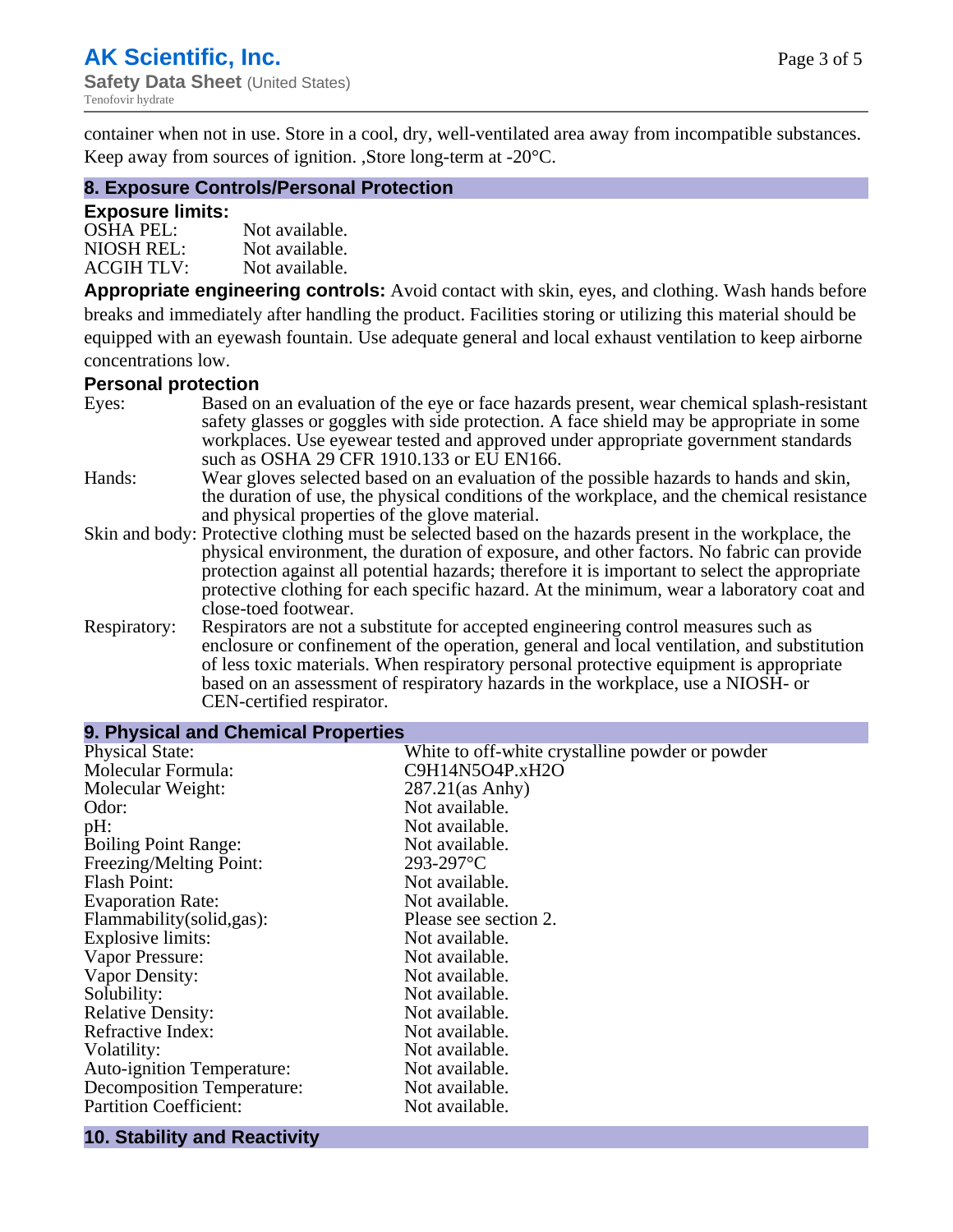container when not in use. Store in a cool, dry, well-ventilated area away from incompatible substances. Keep away from sources of ignition. ,Store long-term at -20°C.

## 8. Exposure Controls/Personal Protection

### Exposure limits:

| | |
|---|---|
| OSHA PEL: | Not available. |
| NIOSH REL: | Not available. |
| ACGIH TLV: | Not available. |

**Appropriate engineering controls:** Avoid contact with skin, eyes, and clothing. Wash hands before breaks and immediately after handling the product. Facilities storing or utilizing this material should be equipped with an eyewash fountain. Use adequate general and local exhaust ventilation to keep airborne concentrations low.

### Personal protection

| | |
|---|---|
| Eyes: | Based on an evaluation of the eye or face hazards present, wear chemical splash-resistant safety glasses or goggles with side protection. A face shield may be appropriate in some workplaces. Use eyewear tested and approved under appropriate government standards such as OSHA 29 CFR 1910.133 or EU EN166. |
| Hands: | Wear gloves selected based on an evaluation of the possible hazards to hands and skin, the duration of use, the physical conditions of the workplace, and the chemical resistance and physical properties of the glove material. |
| Skin and body: | Protective clothing must be selected based on the hazards present in the workplace, the physical environment, the duration of exposure, and other factors. No fabric can provide protection against all potential hazards; therefore it is important to select the appropriate protective clothing for each specific hazard. At the minimum, wear a laboratory coat and close-toed footwear. |
| Respiratory: | Respirators are not a substitute for accepted engineering control measures such as enclosure or confinement of the operation, general and local ventilation, and substitution of less toxic materials. When respiratory personal protective equipment is appropriate based on an assessment of respiratory hazards in the workplace, use a NIOSH- or CEN-certified respirator. |

## 9. Physical and Chemical Properties

| | |
|---|---|
| Physical State: | White to off-white crystalline powder or powder |
| Molecular Formula: | C9H14N5O4P.xH2O |
| Molecular Weight: | 287.21(as Anhy) |
| Odor: | Not available. |
| pH: | Not available. |
| Boiling Point Range: | Not available. |
| Freezing/Melting Point: | 293-297°C |
| Flash Point: | Not available. |
| Evaporation Rate: | Not available. |
| Flammability(solid,gas): | Please see section 2. |
| Explosive limits: | Not available. |
| Vapor Pressure: | Not available. |
| Vapor Density: | Not available. |
| Solubility: | Not available. |
| Relative Density: | Not available. |
| Refractive Index: | Not available. |
| Volatility: | Not available. |
| Auto-ignition Temperature: | Not available. |
| Decomposition Temperature: | Not available. |
| Partition Coefficient: | Not available. |

## 10. Stability and Reactivity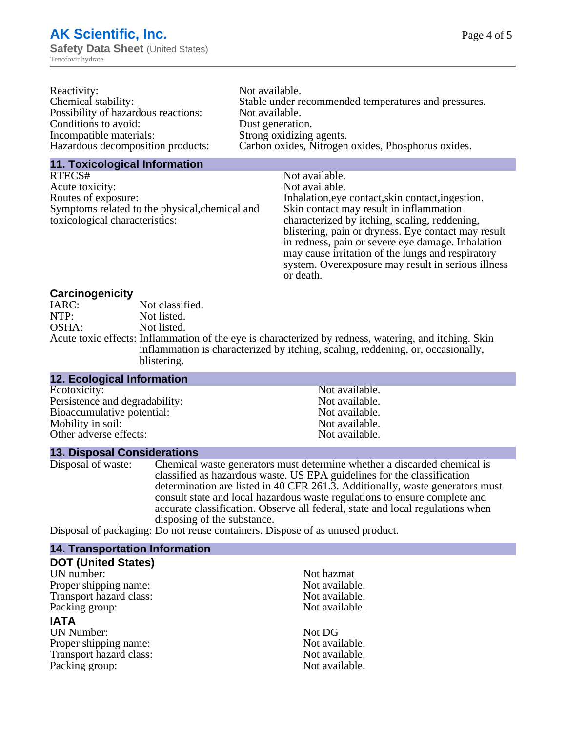Reactivity: Not available.
Chemical stability: Stable under recommended temperatures and pressures.
Possibility of hazardous reactions: Not available.
Conditions to avoid: Dust generation.
Incompatible materials: Strong oxidizing agents.
Hazardous decomposition products: Carbon oxides, Nitrogen oxides, Phosphorus oxides.

## 11. Toxicological Information

RTECS#: Not available.
Acute toxicity: Not available.
Routes of exposure: Inhalation,eye contact,skin contact,ingestion.
Symptoms related to the physical,chemical and toxicological characteristics: Skin contact may result in inflammation characterized by itching, scaling, reddening, blistering, pain or dryness. Eye contact may result in redness, pain or severe eye damage. Inhalation may cause irritation of the lungs and respiratory system. Overexposure may result in serious illness or death.

### Carcinogenicity

IARC: Not classified.
NTP: Not listed.
OSHA: Not listed.
Acute toxic effects: Inflammation of the eye is characterized by redness, watering, and itching. Skin inflammation is characterized by itching, scaling, reddening, or, occasionally, blistering.

## 12. Ecological Information

Ecotoxicity: Not available.
Persistence and degradability: Not available.
Bioaccumulative potential: Not available.
Mobility in soil: Not available.
Other adverse effects: Not available.

## 13. Disposal Considerations

Disposal of waste: Chemical waste generators must determine whether a discarded chemical is classified as hazardous waste. US EPA guidelines for the classification determination are listed in 40 CFR 261.3. Additionally, waste generators must consult state and local hazardous waste regulations to ensure complete and accurate classification. Observe all federal, state and local regulations when disposing of the substance.
Disposal of packaging: Do not reuse containers. Dispose of as unused product.

## 14. Transportation Information

### DOT (United States)

UN number: Not hazmat
Proper shipping name: Not available.
Transport hazard class: Not available.
Packing group: Not available.

### IATA

UN Number: Not DG
Proper shipping name: Not available.
Transport hazard class: Not available.
Packing group: Not available.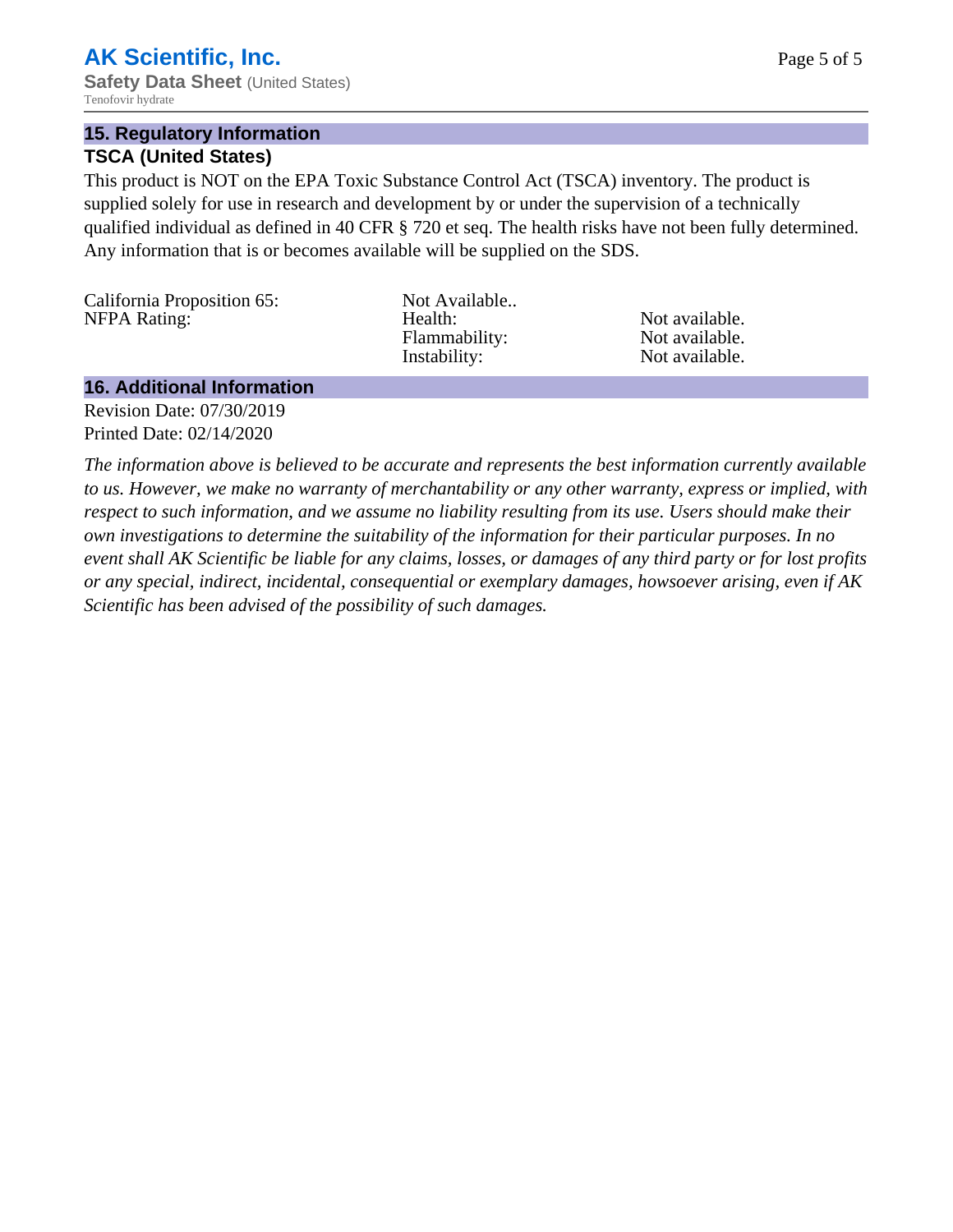## 15. Regulatory Information

### TSCA (United States)

This product is NOT on the EPA Toxic Substance Control Act (TSCA) inventory. The product is supplied solely for use in research and development by or under the supervision of a technically qualified individual as defined in 40 CFR § 720 et seq. The health risks have not been fully determined. Any information that is or becomes available will be supplied on the SDS.

| | | |
|---|---|---|
| California Proposition 65: | Not Available.. | |
| NFPA Rating: | Health: | Not available. |
| | Flammability: | Not available. |
| | Instability: | Not available. |

## 16. Additional Information

Revision Date: 07/30/2019
Printed Date: 02/14/2020

*The information above is believed to be accurate and represents the best information currently available to us. However, we make no warranty of merchantability or any other warranty, express or implied, with respect to such information, and we assume no liability resulting from its use. Users should make their own investigations to determine the suitability of the information for their particular purposes. In no event shall AK Scientific be liable for any claims, losses, or damages of any third party or for lost profits or any special, indirect, incidental, consequential or exemplary damages, howsoever arising, even if AK Scientific has been advised of the possibility of such damages.*